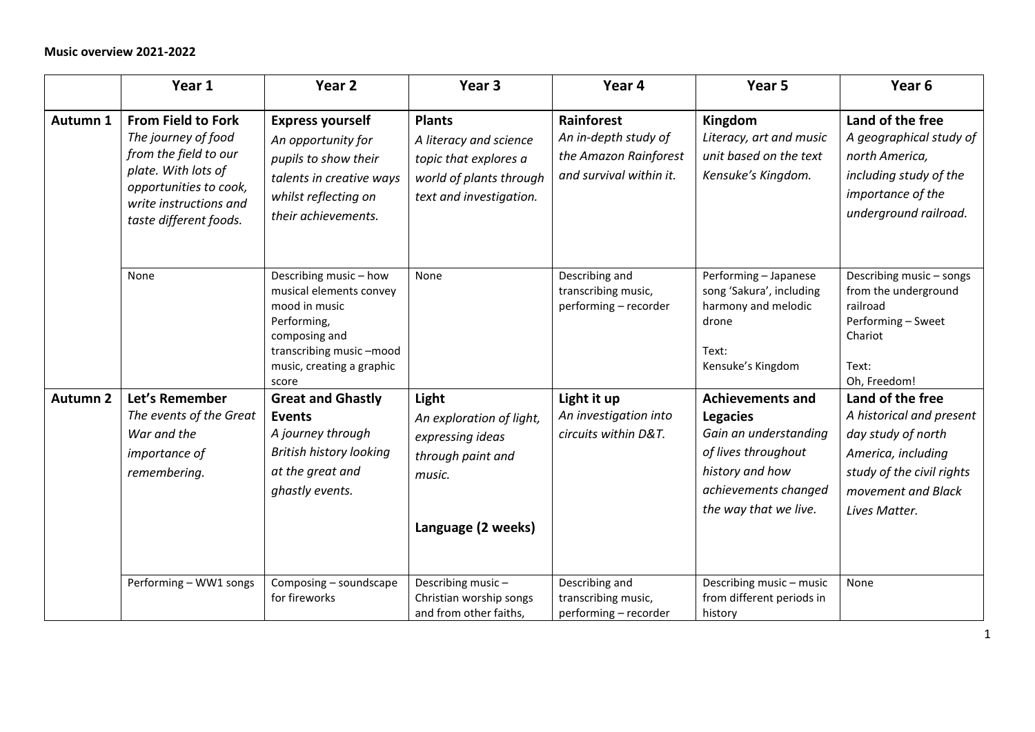**Music overview 2021-2022**

| | Year 1 | Year 2 | Year 3 | Year 4 | Year 5 | Year 6 |
|---|---|---|---|---|---|---|
| **Autumn 1** | **From Field to Fork** *The journey of food from the field to our plate. With lots of opportunities to cook, write instructions and taste different foods.* | **Express yourself** *An opportunity for pupils to show their talents in creative ways whilst reflecting on their achievements.* | **Plants** *A literacy and science topic that explores a world of plants through text and investigation.* | **Rainforest** *An in-depth study of the Amazon Rainforest and survival within it.* | **Kingdom** *Literacy, art and music unit based on the text Kensuke's Kingdom.* | **Land of the free** *A geographical study of north America, including study of the importance of the underground railroad.* |
| | None | Describing music – how musical elements convey mood in music<br>Performing, composing and transcribing music –mood music, creating a graphic score | None | Describing and transcribing music, performing – recorder | Performing – Japanese song 'Sakura', including harmony and melodic drone<br><br>Text:<br>Kensuke's Kingdom | Describing music – songs from the underground railroad<br>Performing – Sweet Chariot<br><br>Text:<br>Oh, Freedom! |
| **Autumn 2** | **Let's Remember** *The events of the Great War and the importance of remembering.* | **Great and Ghastly Events** *A journey through British history looking at the great and ghastly events.* | **Light** *An exploration of light, expressing ideas through paint and music.*<br><br>**Language (2 weeks)** | **Light it up** *An investigation into circuits within D&T.* | **Achievements and Legacies** *Gain an understanding of lives throughout history and how achievements changed the way that we live.* | **Land of the free** *A historical and present day study of north America, including study of the civil rights movement and Black Lives Matter.* |
| | Performing – WW1 songs | Composing – soundscape for fireworks | Describing music – Christian worship songs and from other faiths, | Describing and transcribing music, performing – recorder | Describing music – music from different periods in history | None |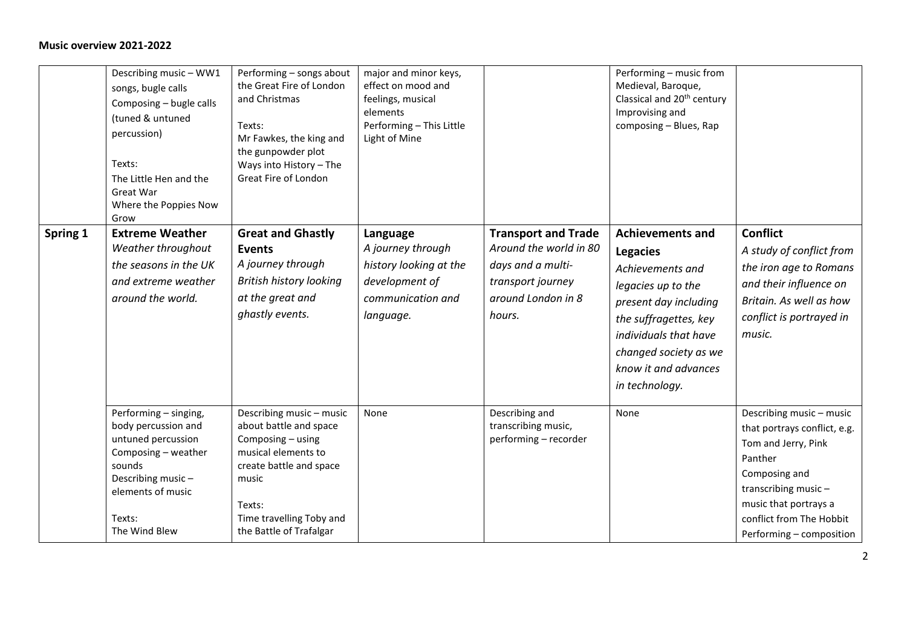**Music overview 2021-2022**

| | | | | | | |
|---|---|---|---|---|---|---|
| | Describing music – WW1 songs, bugle calls<br>Composing – bugle calls (tuned & untuned percussion)<br><br>Texts:<br>The Little Hen and the Great War<br>Where the Poppies Now Grow | Performing – songs about the Great Fire of London and Christmas<br><br>Texts:<br>Mr Fawkes, the king and the gunpowder plot<br>Ways into History – The Great Fire of London | major and minor keys, effect on mood and feelings, musical elements<br>Performing – This Little Light of Mine | | Performing – music from Medieval, Baroque, Classical and 20th century<br>Improvising and composing – Blues, Rap | |
| **Spring 1** | **Extreme Weather**<br>*Weather throughout the seasons in the UK and extreme weather around the world.* | **Great and Ghastly Events**<br>*A journey through British history looking at the great and ghastly events.* | **Language**<br>*A journey through history looking at the development of communication and language.* | **Transport and Trade**<br>*Around the world in 80 days and a multi-transport journey around London in 8 hours.* | **Achievements and Legacies**<br>*Achievements and legacies up to the present day including the suffragettes, key individuals that have changed society as we know it and advances in technology.* | **Conflict**<br>*A study of conflict from the iron age to Romans and their influence on Britain. As well as how conflict is portrayed in music.* |
| | Performing – singing, body percussion and untuned percussion<br>Composing – weather sounds<br>Describing music – elements of music<br><br>Texts:<br>The Wind Blew | Describing music – music about battle and space<br>Composing – using musical elements to create battle and space music<br><br>Texts:<br>Time travelling Toby and the Battle of Trafalgar | None | Describing and transcribing music, performing – recorder | None | Describing music – music that portrays conflict, e.g. Tom and Jerry, Pink Panther<br>Composing and transcribing music – music that portrays a conflict from The Hobbit<br>Performing – composition |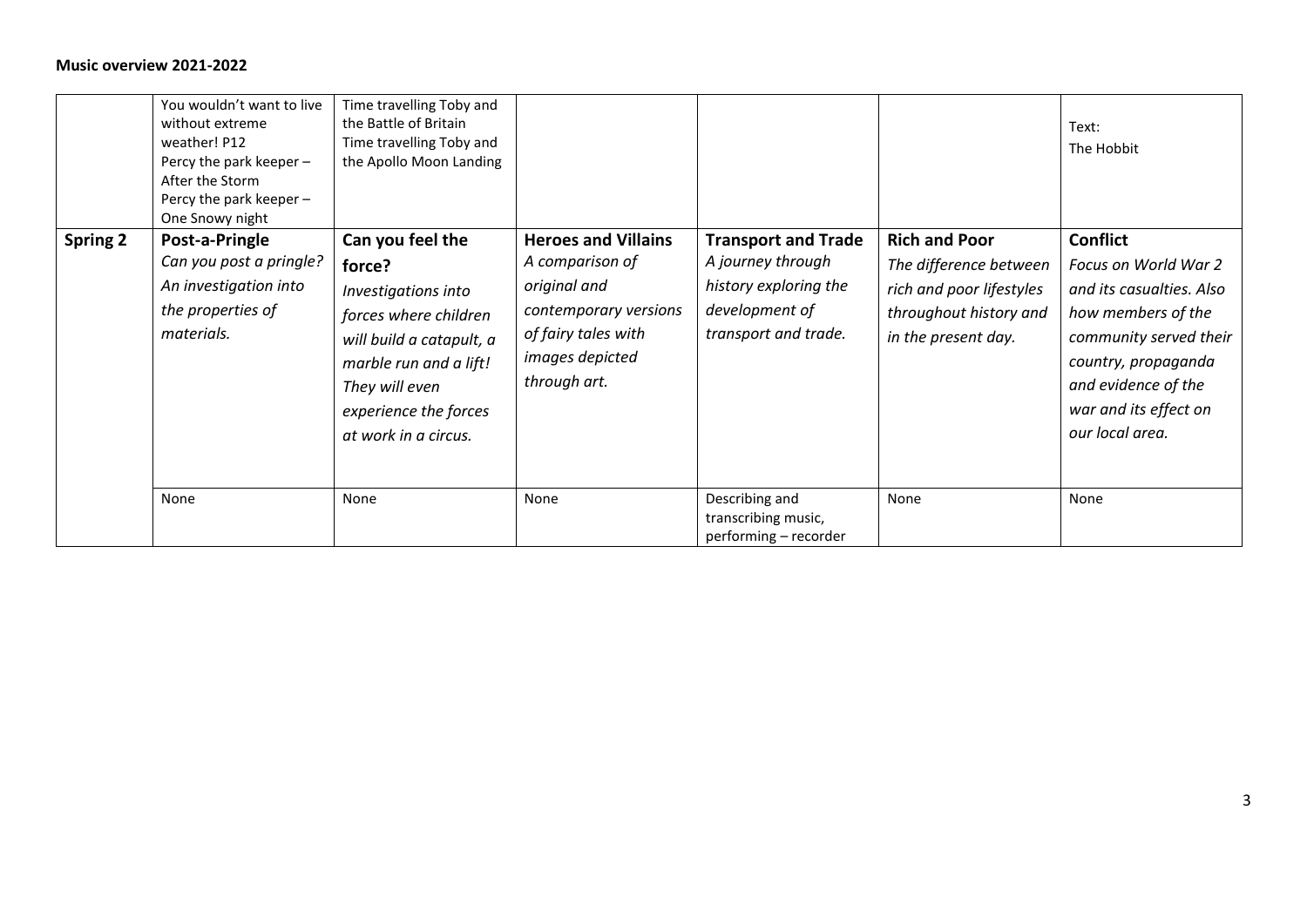**Music overview 2021-2022**

| | | | | | | |
|---|---|---|---|---|---|---|
| | You wouldn't want to live without extreme weather! P12<br>Percy the park keeper – After the Storm<br>Percy the park keeper – One Snowy night | Time travelling Toby and the Battle of Britain<br>Time travelling Toby and the Apollo Moon Landing | | | | Text:<br>The Hobbit |
| **Spring 2** | **Post-a-Pringle**<br>*Can you post a pringle? An investigation into the properties of materials.* | **Can you feel the force?**<br>*Investigations into forces where children will build a catapult, a marble run and a lift! They will even experience the forces at work in a circus.* | **Heroes and Villains**<br>*A comparison of original and contemporary versions of fairy tales with images depicted through art.* | **Transport and Trade**<br>*A journey through history exploring the development of transport and trade.* | **Rich and Poor**<br>*The difference between rich and poor lifestyles throughout history and in the present day.* | **Conflict**<br>*Focus on World War 2 and its casualties. Also how members of the community served their country, propaganda and evidence of the war and its effect on our local area.* |
| | None | None | None | Describing and transcribing music, performing – recorder | None | None |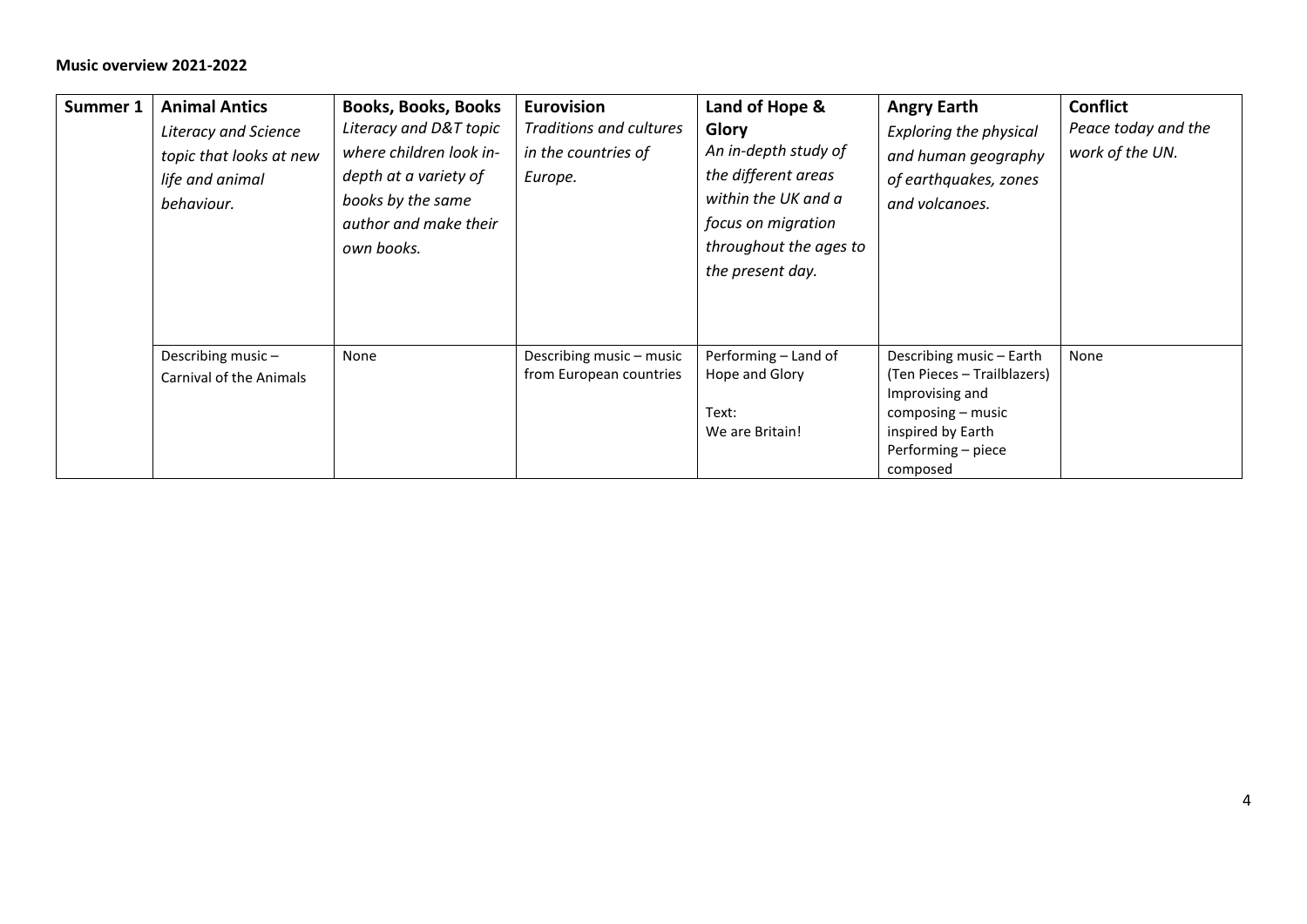**Music overview 2021-2022**

| Summer 1 | **Animal Antics**<br>*Literacy and Science topic that looks at new life and animal behaviour.* | **Books, Books, Books**<br>*Literacy and D&T topic where children look in-depth at a variety of books by the same author and make their own books.* | **Eurovision**<br>*Traditions and cultures in the countries of Europe.* | **Land of Hope & Glory**<br>*An in-depth study of the different areas within the UK and a focus on migration throughout the ages to the present day.* | **Angry Earth**<br>*Exploring the physical and human geography of earthquakes, zones and volcanoes.* | **Conflict**<br>*Peace today and the work of the UN.* |
|---|---|---|---|---|---|---|
| | Describing music – Carnival of the Animals | None | Describing music – music from European countries | Performing – Land of Hope and Glory<br><br>Text:<br>We are Britain! | Describing music – Earth (Ten Pieces – Trailblazers)<br>Improvising and composing – music inspired by Earth<br>Performing – piece composed | None |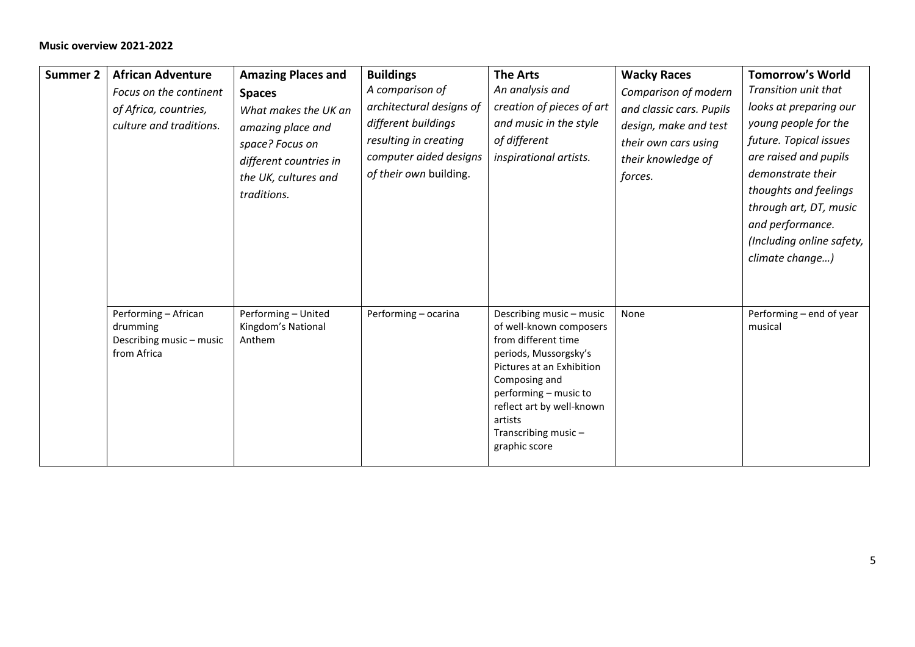**Music overview 2021-2022**

| | | | | | | |
|---|---|---|---|---|---|---|
| **Summer 2** | **African Adventure** *Focus on the continent of Africa, countries, culture and traditions.* | **Amazing Places and Spaces** *What makes the UK an amazing place and space? Focus on different countries in the UK, cultures and traditions.* | **Buildings** *A comparison of architectural designs of different buildings resulting in creating computer aided designs of their own building.* | **The Arts** *An analysis and creation of pieces of art and music in the style of different inspirational artists.* | **Wacky Races** *Comparison of modern and classic cars. Pupils design, make and test their own cars using their knowledge of forces.* | **Tomorrow's World** *Transition unit that looks at preparing our young people for the future. Topical issues are raised and pupils demonstrate their thoughts and feelings through art, DT, music and performance. (Including online safety, climate change…)* |
| | Performing – African drumming<br>Describing music – music from Africa | Performing – United Kingdom's National Anthem | Performing – ocarina | Describing music – music of well-known composers from different time periods, Mussorgsky's Pictures at an Exhibition<br>Composing and performing – music to reflect art by well-known artists<br>Transcribing music – graphic score | None | Performing – end of year musical |